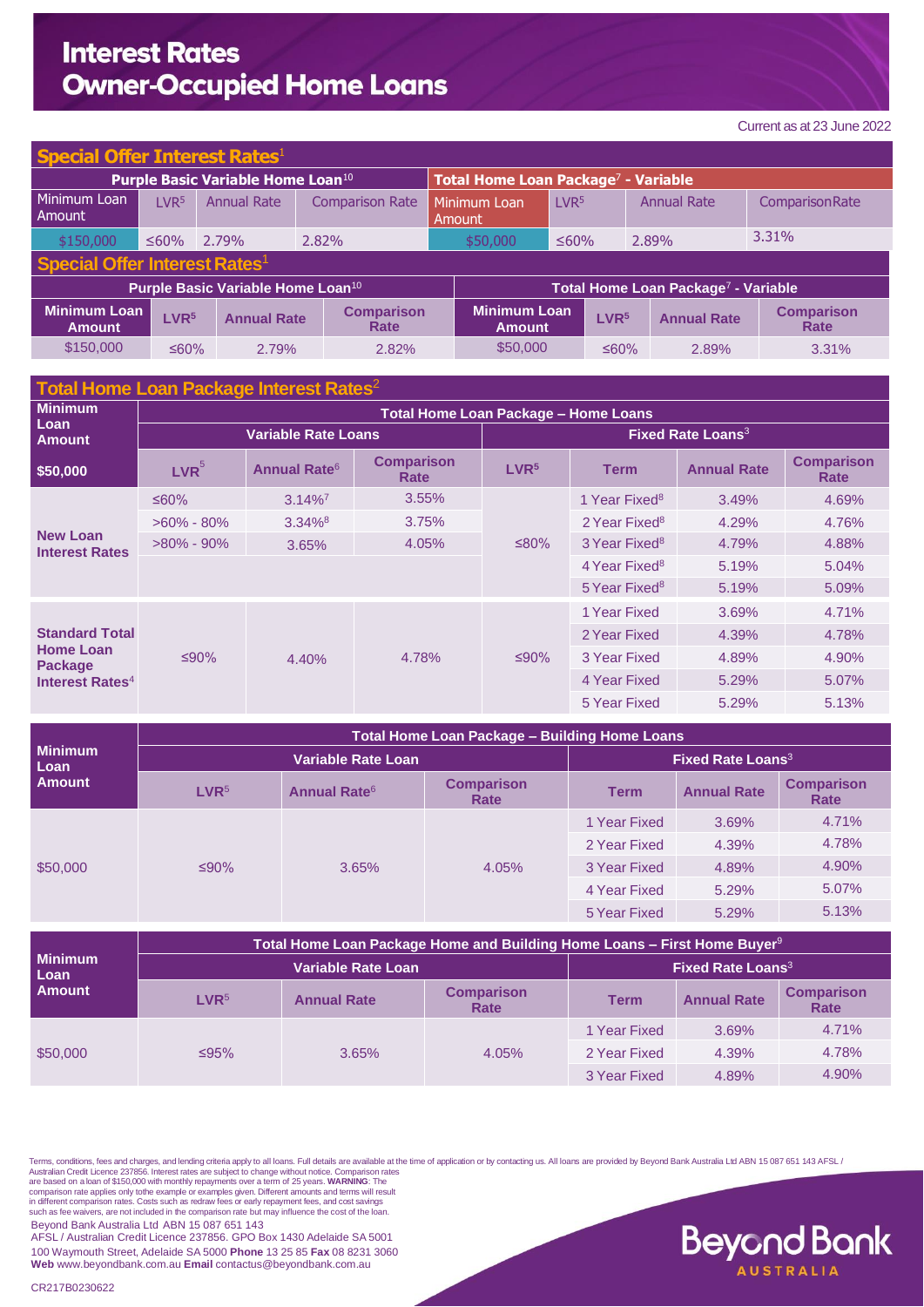# Interest Rates
# Owner-Occupied Home Loans

Current as at 23 June 2022

## Special Offer Interest Rates[1]

| Purple Basic Variable Home Loan[10] | | | | Total Home Loan Package[7] - Variable | | | |
|---|---|---|---|---|---|---|---|
| Minimum Loan Amount | LVR[5] | Annual Rate | Comparison Rate | Minimum Loan Amount | LVR[5] | Annual Rate | Comparison Rate |
| $150,000 | ≤60% | 2.79% | 2.82% | $50,000 | ≤60% | 2.89% | 3.31% |

## Special Offer Interest Rates[1]

| Purple Basic Variable Home Loan[10] | | | | Total Home Loan Package[7] - Variable | | | |
|---|---|---|---|---|---|---|---|
| Minimum Loan Amount | LVR[5] | Annual Rate | Comparison Rate | Minimum Loan Amount | LVR[5] | Annual Rate | Comparison Rate |
| $150,000 | ≤60% | 2.79% | 2.82% | $50,000 | ≤60% | 2.89% | 3.31% |

## Total Home Loan Package Interest Rates[2]

| Minimum Loan Amount | Total Home Loan Package – Home Loans | | | | | | |
|---|---|---|---|---|---|---|---|
| | Variable Rate Loans | | | Fixed Rate Loans[3] | | | |
| $50,000 | LVR[5] | Annual Rate[6] | Comparison Rate | LVR[5] | Term | Annual Rate | Comparison Rate |
| New Loan Interest Rates | ≤60% | 3.14%[7] | 3.55% | ≤80% | 1 Year Fixed[8] | 3.49% | 4.69% |
| | >60% - 80% | 3.34%[8] | 3.75% | | 2 Year Fixed[8] | 4.29% | 4.76% |
| | >80% - 90% | 3.65% | 4.05% | | 3 Year Fixed[8] | 4.79% | 4.88% |
| | | | | | 4 Year Fixed[8] | 5.19% | 5.04% |
| | | | | | 5 Year Fixed[8] | 5.19% | 5.09% |
| Standard Total Home Loan Package Interest Rates[4] | ≤90% | 4.40% | 4.78% | ≤90% | 1 Year Fixed | 3.69% | 4.71% |
| | | | | | 2 Year Fixed | 4.39% | 4.78% |
| | | | | | 3 Year Fixed | 4.89% | 4.90% |
| | | | | | 4 Year Fixed | 5.29% | 5.07% |
| | | | | | 5 Year Fixed | 5.29% | 5.13% |

| Minimum Loan Amount | Total Home Loan Package – Building Home Loans | | | | | |
|---|---|---|---|---|---|---|
| | Variable Rate Loan | | | Fixed Rate Loans[3] | | |
| | LVR[5] | Annual Rate[6] | Comparison Rate | Term | Annual Rate | Comparison Rate |
| $50,000 | ≤90% | 3.65% | 4.05% | 1 Year Fixed | 3.69% | 4.71% |
| | | | | 2 Year Fixed | 4.39% | 4.78% |
| | | | | 3 Year Fixed | 4.89% | 4.90% |
| | | | | 4 Year Fixed | 5.29% | 5.07% |
| | | | | 5 Year Fixed | 5.29% | 5.13% |

| Minimum Loan Amount | Total Home Loan Package Home and Building Home Loans – First Home Buyer[9] | | | | | |
|---|---|---|---|---|---|---|
| | Variable Rate Loan | | | Fixed Rate Loans[3] | | |
| | LVR[5] | Annual Rate | Comparison Rate | Term | Annual Rate | Comparison Rate |
| $50,000 | ≤95% | 3.65% | 4.05% | 1 Year Fixed | 3.69% | 4.71% |
| | | | | 2 Year Fixed | 4.39% | 4.78% |
| | | | | 3 Year Fixed | 4.89% | 4.90% |

Terms, conditions, fees and charges, and lending criteria apply to all loans. Full details are available at the time of application or by contacting us. All loans are provided by Beyond Bank Australia Ltd ABN 15 087 651 143 AFSL / Australian Credit Licence 237856. Interest rates are subject to change without notice. Comparison rates are based on a loan of $150,000 with monthly repayments over a term of 25 years. **WARNING**: The comparison rate applies only to the example or examples given. Different amounts and terms will result in different comparison rates. Costs such as redraw fees or early repayment fees, and cost savings such as fee waivers, are not included in the comparison rate but may influence the cost of the loan.

Beyond Bank Australia Ltd ABN 15 087 651 143
AFSL / Australian Credit Licence 237856. GPO Box 1430 Adelaide SA 5001
100 Waymouth Street, Adelaide SA 5000 **Phone** 13 25 85 **Fax** 08 8231 3060
**Web** www.beyondbank.com.au **Email** contactus@beyondbank.com.au

CR217B0230622

Beyond Bank AUSTRALIA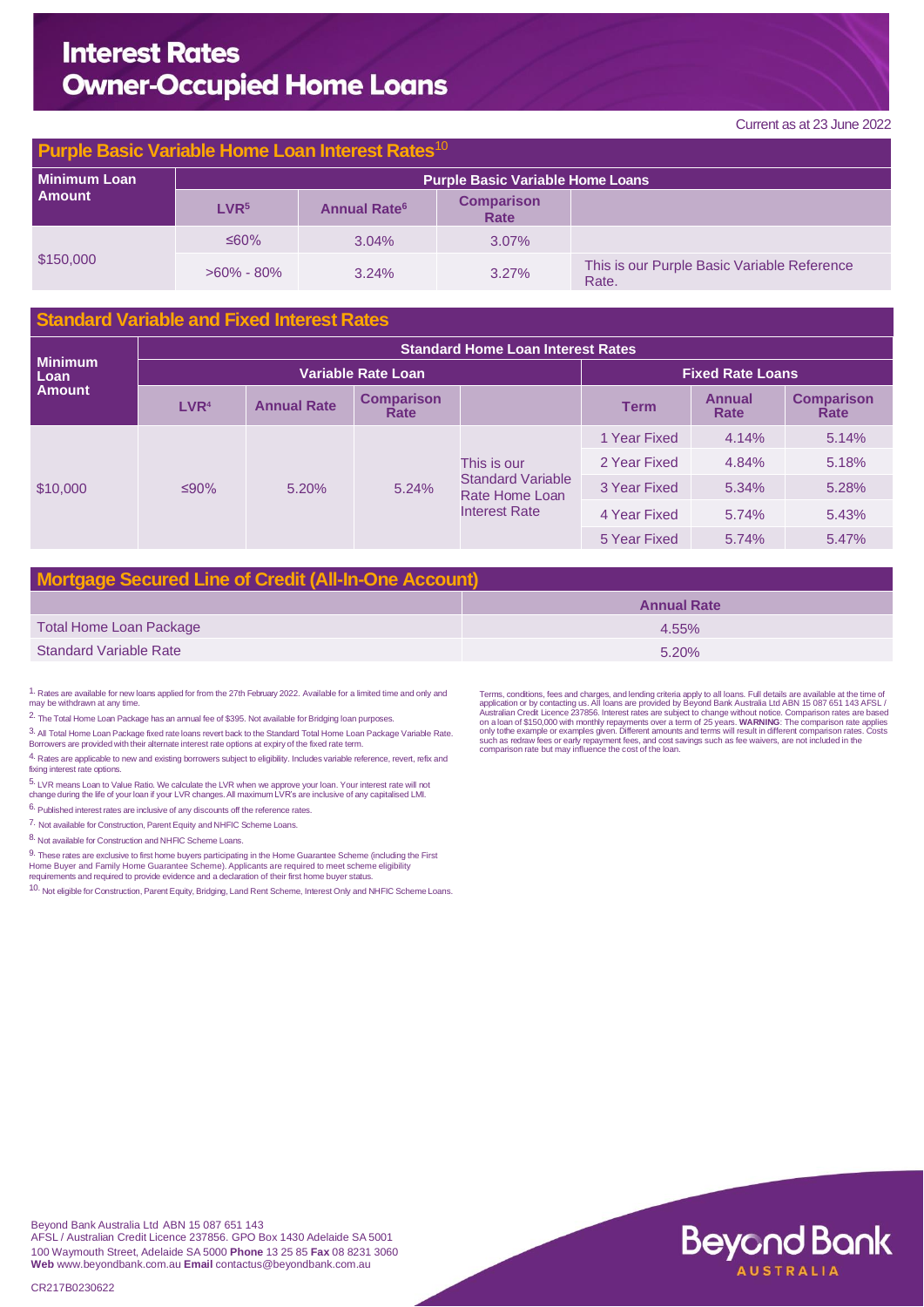# Interest Rates
# Owner-Occupied Home Loans

Current as at 23 June 2022

## Purple Basic Variable Home Loan Interest Rates[10]

| Minimum Loan Amount | Purple Basic Variable Home Loans | | | |
|---|---|---|---|---|
| | LVR[5] | Annual Rate[6] | Comparison Rate | |
| $150,000 | ≤60% | 3.04% | 3.07% | |
| | >60% - 80% | 3.24% | 3.27% | This is our Purple Basic Variable Reference Rate. |

## Standard Variable and Fixed Interest Rates

| Minimum Loan Amount | Standard Home Loan Interest Rates | | | | | | |
|---|---|---|---|---|---|---|---|
| | Variable Rate Loan | | | | Fixed Rate Loans | | |
| | LVR[4] | Annual Rate | Comparison Rate | | Term | Annual Rate | Comparison Rate |
| $10,000 | ≤90% | 5.20% | 5.24% | This is our Standard Variable Rate Home Loan Interest Rate | 1 Year Fixed | 4.14% | 5.14% |
| | | | | | 2 Year Fixed | 4.84% | 5.18% |
| | | | | | 3 Year Fixed | 5.34% | 5.28% |
| | | | | | 4 Year Fixed | 5.74% | 5.43% |
| | | | | | 5 Year Fixed | 5.74% | 5.47% |

## Mortgage Secured Line of Credit (All-In-One Account)

| | Annual Rate |
|---|---|
| Total Home Loan Package | 4.55% |
| Standard Variable Rate | 5.20% |

1. Rates are available for new loans applied for from the 27th February 2022. Available for a limited time and only and may be withdrawn at any time.

2. The Total Home Loan Package has an annual fee of $395. Not available for Bridging loan purposes.

3. All Total Home Loan Package fixed rate loans revert back to the Standard Total Home Loan Package Variable Rate. Borrowers are provided with their alternate interest rate options at expiry of the fixed rate term.

4. Rates are applicable to new and existing borrowers subject to eligibility. Includes variable reference, revert, refix and fixing interest rate options.

5. LVR means Loan to Value Ratio. We calculate the LVR when we approve your loan. Your interest rate will not change during the life of your loan if your LVR changes. All maximum LVR's are inclusive of any capitalised LMI.

6. Published interest rates are inclusive of any discounts off the reference rates.

7. Not available for Construction, Parent Equity and NHFIC Scheme Loans.

8. Not available for Construction and NHFIC Scheme Loans.

9. These rates are exclusive to first home buyers participating in the Home Guarantee Scheme (including the First Home Buyer and Family Home Guarantee Scheme). Applicants are required to meet scheme eligibility requirements and required to provide evidence and a declaration of their first home buyer status.

10. Not eligible for Construction, Parent Equity, Bridging, Land Rent Scheme, Interest Only and NHFIC Scheme Loans.

Terms, conditions, fees and charges, and lending criteria apply to all loans. Full details are available at the time of application or by contacting us. All loans are provided by Beyond Bank Australia Ltd ABN 15 087 651 143 AFSL / Australian Credit Licence 237856. Interest rates are subject to change without notice. Comparison rates are based on a loan of $150,000 with monthly repayments over a term of 25 years. **WARNING**: The comparison rate applies only to the example or examples given. Different amounts and terms will result in different comparison rates. Costs such as redraw fees or early repayment fees, and cost savings such as fee waivers, are not included in the comparison rate but may influence the cost of the loan.

Beyond Bank Australia Ltd ABN 15 087 651 143
AFSL / Australian Credit Licence 237856. GPO Box 1430 Adelaide SA 5001
100 Waymouth Street, Adelaide SA 5000 **Phone** 13 25 85 **Fax** 08 8231 3060
**Web** www.beyondbank.com.au **Email** contactus@beyondbank.com.au

Beyond Bank AUSTRALIA

CR217B0230622